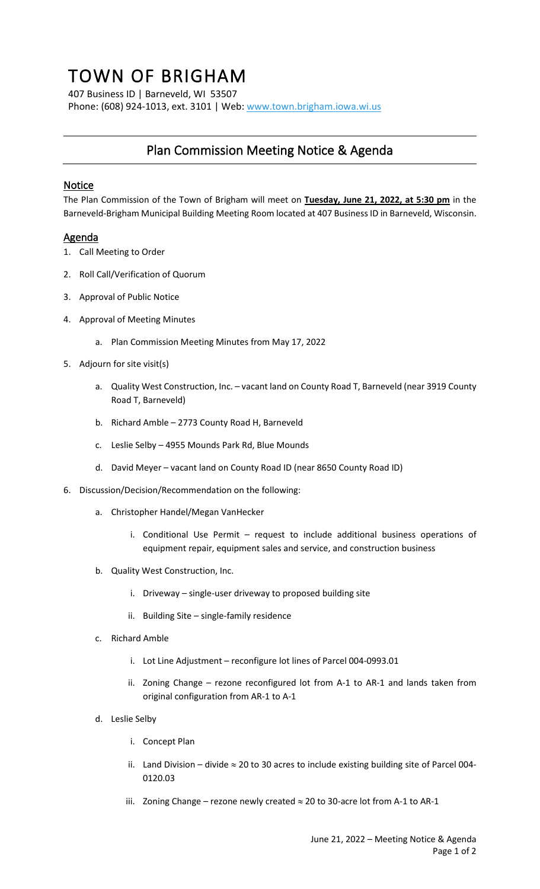# TOWN OF BRIGHAM

407 Business ID | Barneveld, WI 53507
Phone: (608) 924-1013, ext. 3101 | Web: www.town.brigham.iowa.wi.us

## Plan Commission Meeting Notice & Agenda

### Notice

The Plan Commission of the Town of Brigham will meet on **Tuesday, June 21, 2022, at 5:30 pm** in the Barneveld-Brigham Municipal Building Meeting Room located at 407 Business ID in Barneveld, Wisconsin.

### Agenda

1. Call Meeting to Order
2. Roll Call/Verification of Quorum
3. Approval of Public Notice
4. Approval of Meeting Minutes
    a. Plan Commission Meeting Minutes from May 17, 2022
5. Adjourn for site visit(s)
    a. Quality West Construction, Inc. – vacant land on County Road T, Barneveld (near 3919 County Road T, Barneveld)
    b. Richard Amble – 2773 County Road H, Barneveld
    c. Leslie Selby – 4955 Mounds Park Rd, Blue Mounds
    d. David Meyer – vacant land on County Road ID (near 8650 County Road ID)
6. Discussion/Decision/Recommendation on the following:
    a. Christopher Handel/Megan VanHecker
        i. Conditional Use Permit – request to include additional business operations of equipment repair, equipment sales and service, and construction business
    b. Quality West Construction, Inc.
        i. Driveway – single-user driveway to proposed building site
        ii. Building Site – single-family residence
    c. Richard Amble
        i. Lot Line Adjustment – reconfigure lot lines of Parcel 004-0993.01
        ii. Zoning Change – rezone reconfigured lot from A-1 to AR-1 and lands taken from original configuration from AR-1 to A-1
    d. Leslie Selby
        i. Concept Plan
        ii. Land Division – divide ≈ 20 to 30 acres to include existing building site of Parcel 004-0120.03
        iii. Zoning Change – rezone newly created ≈ 20 to 30-acre lot from A-1 to AR-1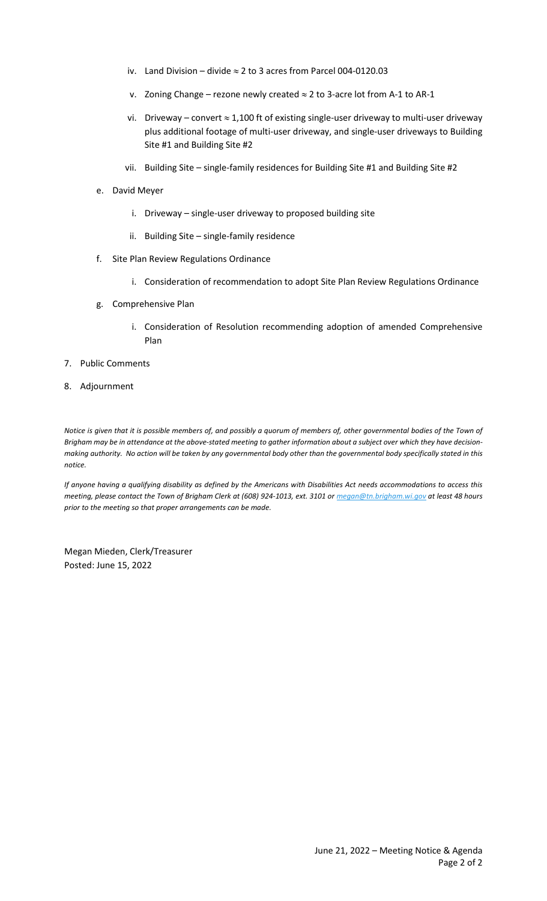iv. Land Division – divide ≈ 2 to 3 acres from Parcel 004-0120.03

v. Zoning Change – rezone newly created ≈ 2 to 3-acre lot from A-1 to AR-1

vi. Driveway – convert ≈ 1,100 ft of existing single-user driveway to multi-user driveway plus additional footage of multi-user driveway, and single-user driveways to Building Site #1 and Building Site #2

vii. Building Site – single-family residences for Building Site #1 and Building Site #2

e. David Meyer

   i. Driveway – single-user driveway to proposed building site

   ii. Building Site – single-family residence

f. Site Plan Review Regulations Ordinance

   i. Consideration of recommendation to adopt Site Plan Review Regulations Ordinance

g. Comprehensive Plan

   i. Consideration of Resolution recommending adoption of amended Comprehensive Plan

7. Public Comments

8. Adjournment

*Notice is given that it is possible members of, and possibly a quorum of members of, other governmental bodies of the Town of Brigham may be in attendance at the above-stated meeting to gather information about a subject over which they have decision-making authority. No action will be taken by any governmental body other than the governmental body specifically stated in this notice.*

*If anyone having a qualifying disability as defined by the Americans with Disabilities Act needs accommodations to access this meeting, please contact the Town of Brigham Clerk at (608) 924-1013, ext. 3101 or megan@tn.brigham.wi.gov at least 48 hours prior to the meeting so that proper arrangements can be made.*

Megan Mieden, Clerk/Treasurer
Posted: June 15, 2022